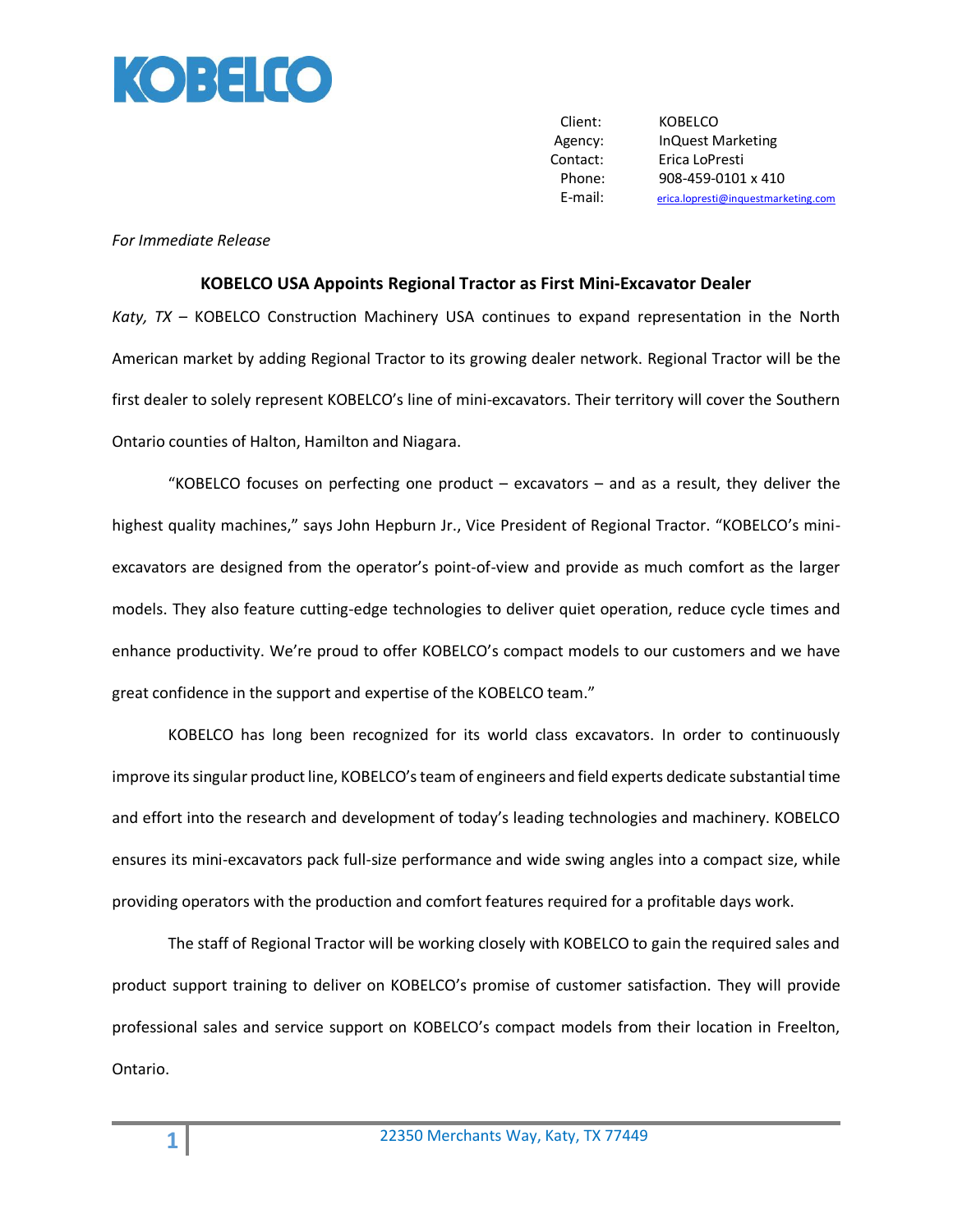KOBELCO

| | |
|---|---|
| Client: | KOBELCO |
| Agency: | InQuest Marketing |
| Contact: | Erica LoPresti |
| Phone: | 908-459-0101 x 410 |
| E-mail: | erica.lopresti@inquestmarketing.com |

*For Immediate Release*

**KOBELCO USA Appoints Regional Tractor as First Mini-Excavator Dealer**

*Katy, TX* – KOBELCO Construction Machinery USA continues to expand representation in the North American market by adding Regional Tractor to its growing dealer network. Regional Tractor will be the first dealer to solely represent KOBELCO's line of mini-excavators. Their territory will cover the Southern Ontario counties of Halton, Hamilton and Niagara.

"KOBELCO focuses on perfecting one product – excavators – and as a result, they deliver the highest quality machines," says John Hepburn Jr., Vice President of Regional Tractor. "KOBELCO's mini-excavators are designed from the operator's point-of-view and provide as much comfort as the larger models. They also feature cutting-edge technologies to deliver quiet operation, reduce cycle times and enhance productivity. We're proud to offer KOBELCO's compact models to our customers and we have great confidence in the support and expertise of the KOBELCO team."

KOBELCO has long been recognized for its world class excavators. In order to continuously improve its singular product line, KOBELCO's team of engineers and field experts dedicate substantial time and effort into the research and development of today's leading technologies and machinery. KOBELCO ensures its mini-excavators pack full-size performance and wide swing angles into a compact size, while providing operators with the production and comfort features required for a profitable days work.

The staff of Regional Tractor will be working closely with KOBELCO to gain the required sales and product support training to deliver on KOBELCO's promise of customer satisfaction. They will provide professional sales and service support on KOBELCO's compact models from their location in Freelton, Ontario.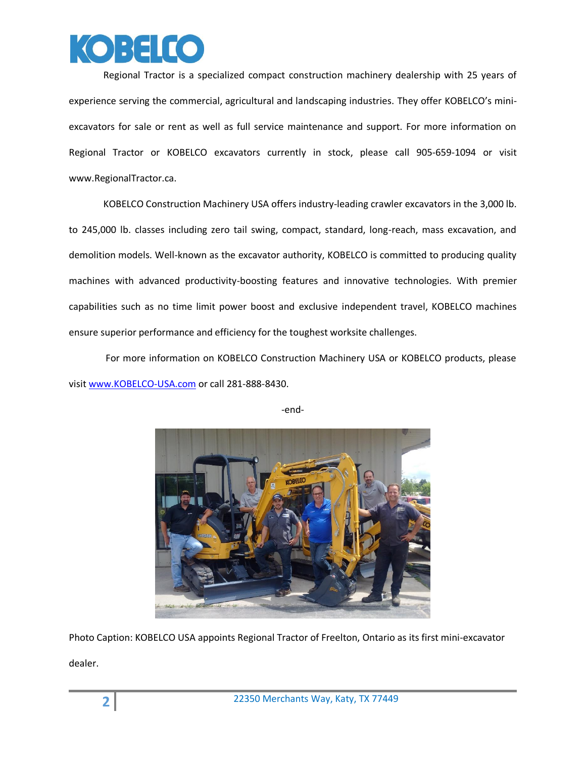Regional Tractor is a specialized compact construction machinery dealership with 25 years of experience serving the commercial, agricultural and landscaping industries. They offer KOBELCO's mini-excavators for sale or rent as well as full service maintenance and support. For more information on Regional Tractor or KOBELCO excavators currently in stock, please call 905-659-1094 or visit www.RegionalTractor.ca.

KOBELCO Construction Machinery USA offers industry-leading crawler excavators in the 3,000 lb. to 245,000 lb. classes including zero tail swing, compact, standard, long-reach, mass excavation, and demolition models. Well-known as the excavator authority, KOBELCO is committed to producing quality machines with advanced productivity-boosting features and innovative technologies. With premier capabilities such as no time limit power boost and exclusive independent travel, KOBELCO machines ensure superior performance and efficiency for the toughest worksite challenges.

For more information on KOBELCO Construction Machinery USA or KOBELCO products, please visit [www.KOBELCO-USA.com](http://www.KOBELCO-USA.com) or call 281-888-8430.

-end-

Photo Caption: KOBELCO USA appoints Regional Tractor of Freelton, Ontario as its first mini-excavator dealer.

22350 Merchants Way, Katy, TX 77449